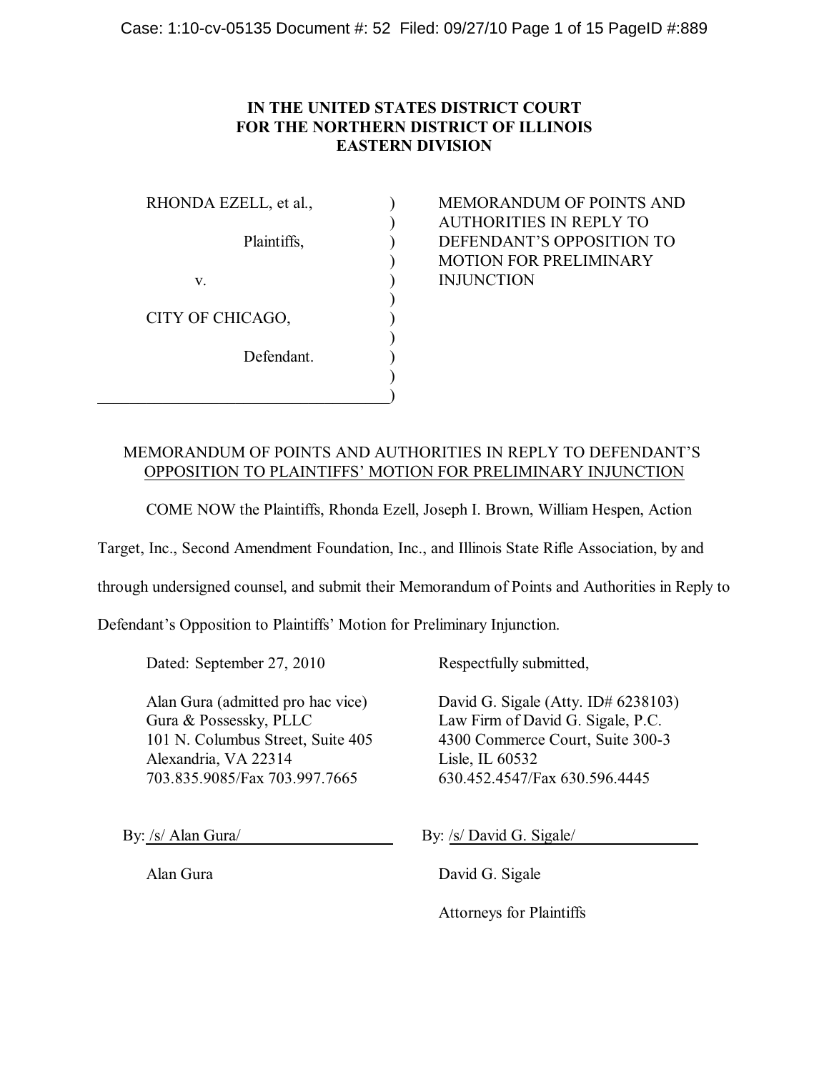**IN THE UNITED STATES DISTRICT COURT**
**FOR THE NORTHERN DISTRICT OF ILLINOIS**
**EASTERN DIVISION**

| | | |
|---|---|---|
| RHONDA EZELL, et al., | ) | MEMORANDUM OF POINTS AND AUTHORITIES IN REPLY TO DEFENDANT'S OPPOSITION TO MOTION FOR PRELIMINARY INJUNCTION |
| Plaintiffs, | ) | |
| v. | ) | |
| CITY OF CHICAGO, | ) | |
| Defendant. | ) | |

MEMORANDUM OF POINTS AND AUTHORITIES IN REPLY TO DEFENDANT'S OPPOSITION TO PLAINTIFFS' MOTION FOR PRELIMINARY INJUNCTION

COME NOW the Plaintiffs, Rhonda Ezell, Joseph I. Brown, William Hespen, Action Target, Inc., Second Amendment Foundation, Inc., and Illinois State Rifle Association, by and through undersigned counsel, and submit their Memorandum of Points and Authorities in Reply to Defendant's Opposition to Plaintiffs' Motion for Preliminary Injunction.

Dated: September 27, 2010

Respectfully submitted,

Alan Gura (admitted pro hac vice)
Gura & Possessky, PLLC
101 N. Columbus Street, Suite 405
Alexandria, VA 22314
703.835.9085/Fax 703.997.7665

David G. Sigale (Atty. ID# 6238103)
Law Firm of David G. Sigale, P.C.
4300 Commerce Court, Suite 300-3
Lisle, IL 60532
630.452.4547/Fax 630.596.4445

By: /s/ Alan Gura/

Alan Gura

By: /s/ David G. Sigale/

David G. Sigale

Attorneys for Plaintiffs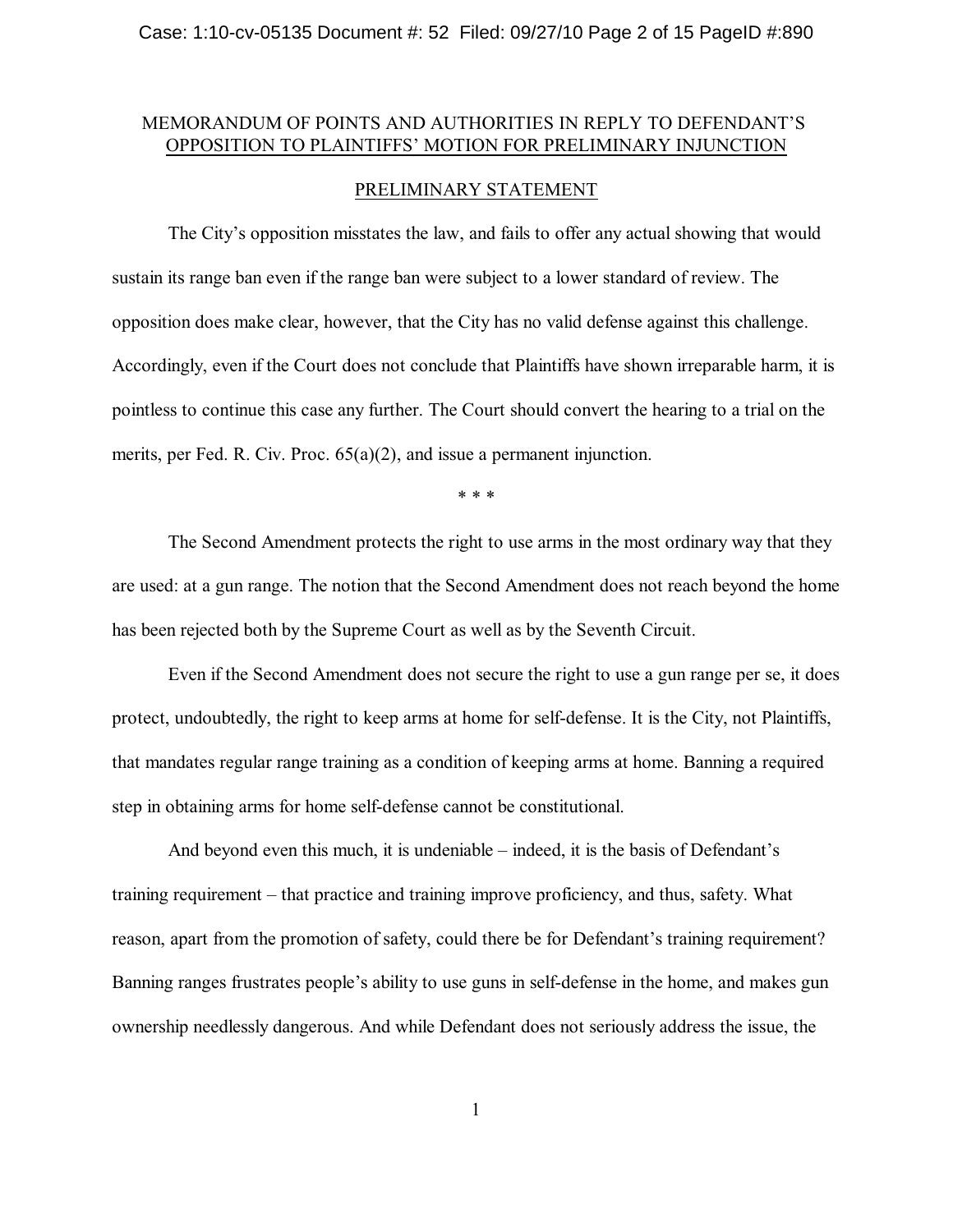## MEMORANDUM OF POINTS AND AUTHORITIES IN REPLY TO DEFENDANT'S OPPOSITION TO PLAINTIFFS' MOTION FOR PRELIMINARY INJUNCTION

### PRELIMINARY STATEMENT

The City's opposition misstates the law, and fails to offer any actual showing that would sustain its range ban even if the range ban were subject to a lower standard of review. The opposition does make clear, however, that the City has no valid defense against this challenge. Accordingly, even if the Court does not conclude that Plaintiffs have shown irreparable harm, it is pointless to continue this case any further. The Court should convert the hearing to a trial on the merits, per Fed. R. Civ. Proc. 65(a)(2), and issue a permanent injunction.

\* \* \*

The Second Amendment protects the right to use arms in the most ordinary way that they are used: at a gun range. The notion that the Second Amendment does not reach beyond the home has been rejected both by the Supreme Court as well as by the Seventh Circuit.

Even if the Second Amendment does not secure the right to use a gun range per se, it does protect, undoubtedly, the right to keep arms at home for self-defense. It is the City, not Plaintiffs, that mandates regular range training as a condition of keeping arms at home. Banning a required step in obtaining arms for home self-defense cannot be constitutional.

And beyond even this much, it is undeniable – indeed, it is the basis of Defendant's training requirement – that practice and training improve proficiency, and thus, safety. What reason, apart from the promotion of safety, could there be for Defendant's training requirement? Banning ranges frustrates people's ability to use guns in self-defense in the home, and makes gun ownership needlessly dangerous. And while Defendant does not seriously address the issue, the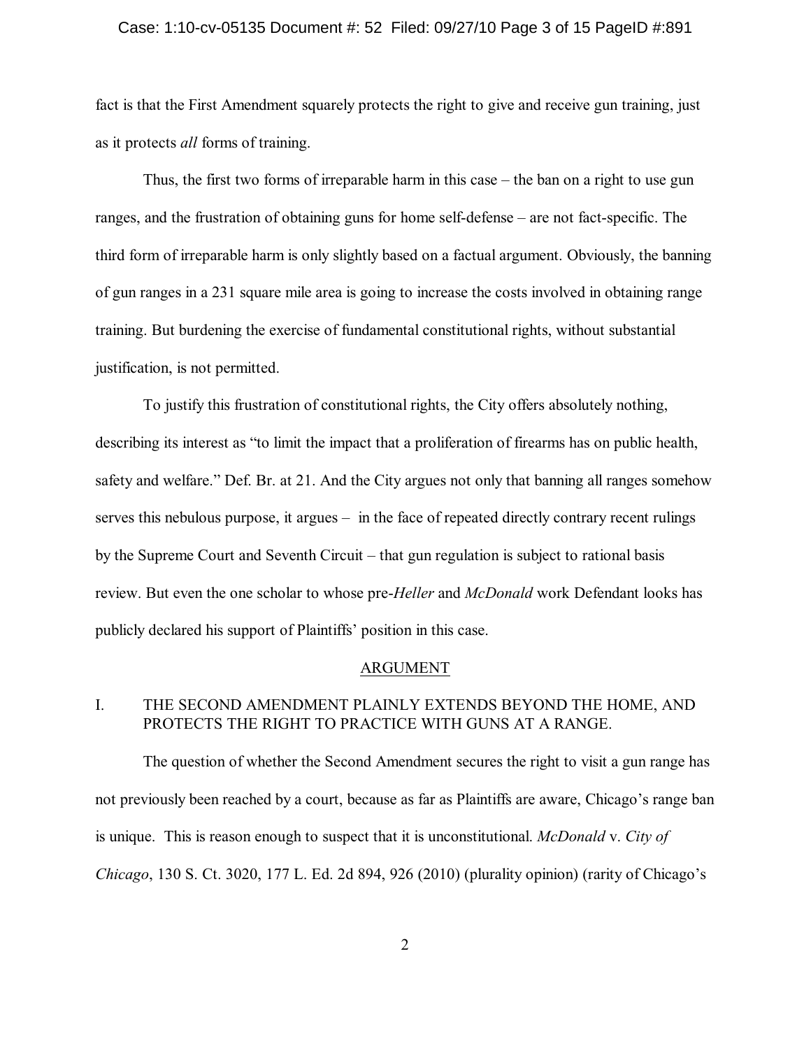fact is that the First Amendment squarely protects the right to give and receive gun training, just as it protects *all* forms of training.

Thus, the first two forms of irreparable harm in this case – the ban on a right to use gun ranges, and the frustration of obtaining guns for home self-defense – are not fact-specific. The third form of irreparable harm is only slightly based on a factual argument. Obviously, the banning of gun ranges in a 231 square mile area is going to increase the costs involved in obtaining range training. But burdening the exercise of fundamental constitutional rights, without substantial justification, is not permitted.

To justify this frustration of constitutional rights, the City offers absolutely nothing, describing its interest as "to limit the impact that a proliferation of firearms has on public health, safety and welfare." Def. Br. at 21. And the City argues not only that banning all ranges somehow serves this nebulous purpose, it argues – in the face of repeated directly contrary recent rulings by the Supreme Court and Seventh Circuit – that gun regulation is subject to rational basis review. But even the one scholar to whose pre-*Heller* and *McDonald* work Defendant looks has publicly declared his support of Plaintiffs' position in this case.

## ARGUMENT

### I. THE SECOND AMENDMENT PLAINLY EXTENDS BEYOND THE HOME, AND PROTECTS THE RIGHT TO PRACTICE WITH GUNS AT A RANGE.

The question of whether the Second Amendment secures the right to visit a gun range has not previously been reached by a court, because as far as Plaintiffs are aware, Chicago's range ban is unique. This is reason enough to suspect that it is unconstitutional. *McDonald* v. *City of Chicago*, 130 S. Ct. 3020, 177 L. Ed. 2d 894, 926 (2010) (plurality opinion) (rarity of Chicago's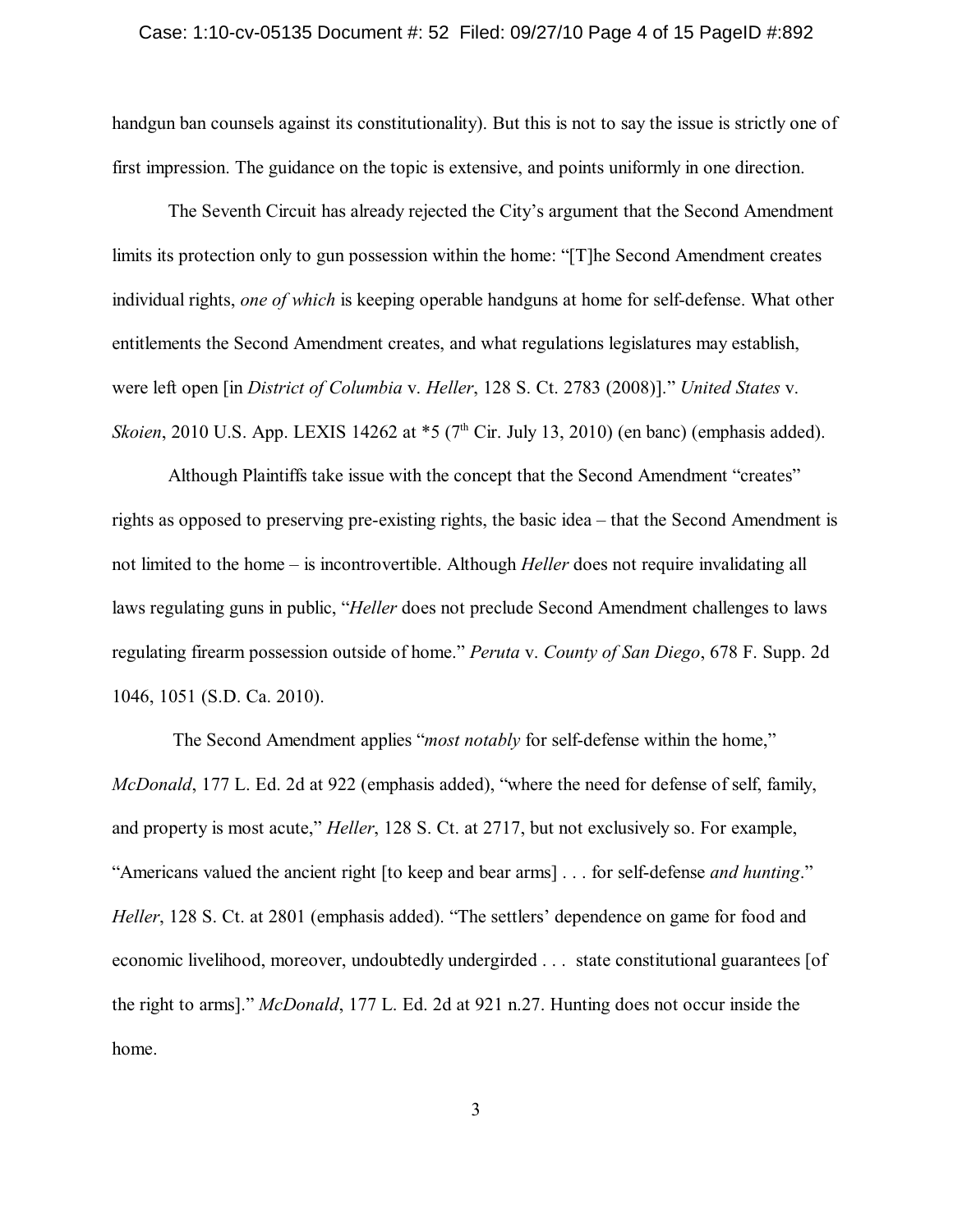handgun ban counsels against its constitutionality). But this is not to say the issue is strictly one of first impression. The guidance on the topic is extensive, and points uniformly in one direction.

The Seventh Circuit has already rejected the City's argument that the Second Amendment limits its protection only to gun possession within the home: "[T]he Second Amendment creates individual rights, *one of which* is keeping operable handguns at home for self-defense. What other entitlements the Second Amendment creates, and what regulations legislatures may establish, were left open [in *District of Columbia* v. *Heller*, 128 S. Ct. 2783 (2008)]." *United States* v. *Skoien*, 2010 U.S. App. LEXIS 14262 at *5 (7th Cir. July 13, 2010) (en banc) (emphasis added).

Although Plaintiffs take issue with the concept that the Second Amendment "creates" rights as opposed to preserving pre-existing rights, the basic idea – that the Second Amendment is not limited to the home – is incontrovertible. Although *Heller* does not require invalidating all laws regulating guns in public, "*Heller* does not preclude Second Amendment challenges to laws regulating firearm possession outside of home." *Peruta* v. *County of San Diego*, 678 F. Supp. 2d 1046, 1051 (S.D. Ca. 2010).

The Second Amendment applies "*most notably* for self-defense within the home," *McDonald*, 177 L. Ed. 2d at 922 (emphasis added), "where the need for defense of self, family, and property is most acute," *Heller*, 128 S. Ct. at 2717, but not exclusively so. For example, "Americans valued the ancient right [to keep and bear arms] . . . for self-defense *and hunting*." *Heller*, 128 S. Ct. at 2801 (emphasis added). "The settlers' dependence on game for food and economic livelihood, moreover, undoubtedly undergirded . . . state constitutional guarantees [of the right to arms]." *McDonald*, 177 L. Ed. 2d at 921 n.27. Hunting does not occur inside the home.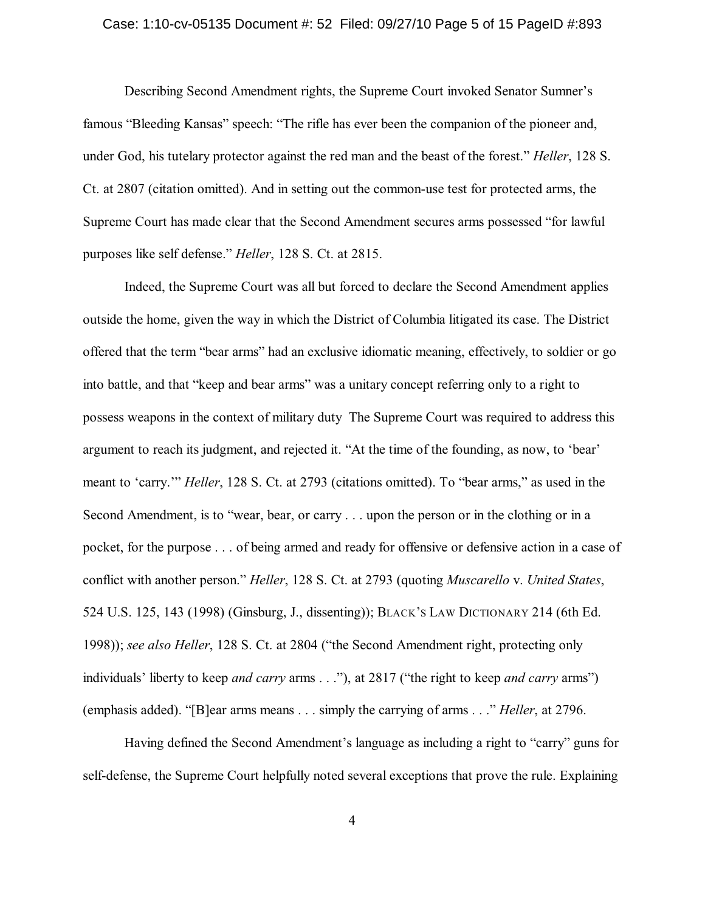Describing Second Amendment rights, the Supreme Court invoked Senator Sumner's famous "Bleeding Kansas" speech: "The rifle has ever been the companion of the pioneer and, under God, his tutelary protector against the red man and the beast of the forest." *Heller*, 128 S. Ct. at 2807 (citation omitted). And in setting out the common-use test for protected arms, the Supreme Court has made clear that the Second Amendment secures arms possessed "for lawful purposes like self defense." *Heller*, 128 S. Ct. at 2815.

Indeed, the Supreme Court was all but forced to declare the Second Amendment applies outside the home, given the way in which the District of Columbia litigated its case. The District offered that the term "bear arms" had an exclusive idiomatic meaning, effectively, to soldier or go into battle, and that "keep and bear arms" was a unitary concept referring only to a right to possess weapons in the context of military duty The Supreme Court was required to address this argument to reach its judgment, and rejected it. "At the time of the founding, as now, to 'bear' meant to 'carry.'" *Heller*, 128 S. Ct. at 2793 (citations omitted). To "bear arms," as used in the Second Amendment, is to "wear, bear, or carry . . . upon the person or in the clothing or in a pocket, for the purpose . . . of being armed and ready for offensive or defensive action in a case of conflict with another person." *Heller*, 128 S. Ct. at 2793 (quoting *Muscarello* v. *United States*, 524 U.S. 125, 143 (1998) (Ginsburg, J., dissenting)); BLACK'S LAW DICTIONARY 214 (6th Ed. 1998)); *see also Heller*, 128 S. Ct. at 2804 ("the Second Amendment right, protecting only individuals' liberty to keep *and carry* arms . . ."), at 2817 ("the right to keep *and carry* arms") (emphasis added). "[B]ear arms means . . . simply the carrying of arms . . ." *Heller*, at 2796.

Having defined the Second Amendment's language as including a right to "carry" guns for self-defense, the Supreme Court helpfully noted several exceptions that prove the rule. Explaining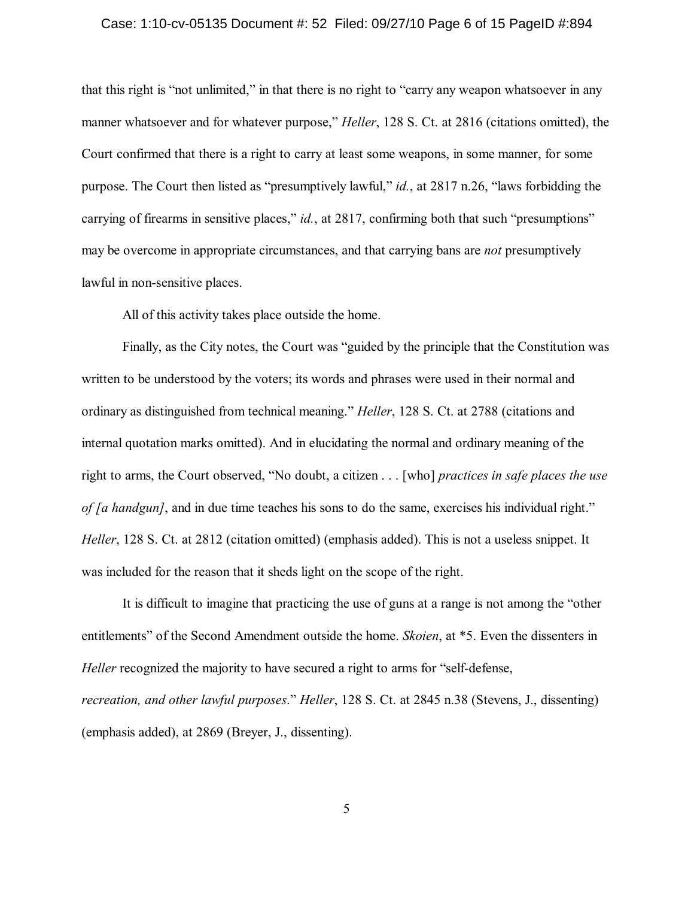that this right is "not unlimited," in that there is no right to "carry any weapon whatsoever in any manner whatsoever and for whatever purpose," *Heller*, 128 S. Ct. at 2816 (citations omitted), the Court confirmed that there is a right to carry at least some weapons, in some manner, for some purpose. The Court then listed as "presumptively lawful," *id.*, at 2817 n.26, "laws forbidding the carrying of firearms in sensitive places," *id.*, at 2817, confirming both that such "presumptions" may be overcome in appropriate circumstances, and that carrying bans are *not* presumptively lawful in non-sensitive places.

All of this activity takes place outside the home.

Finally, as the City notes, the Court was "guided by the principle that the Constitution was written to be understood by the voters; its words and phrases were used in their normal and ordinary as distinguished from technical meaning." *Heller*, 128 S. Ct. at 2788 (citations and internal quotation marks omitted). And in elucidating the normal and ordinary meaning of the right to arms, the Court observed, "No doubt, a citizen . . . [who] *practices in safe places the use of [a handgun]*, and in due time teaches his sons to do the same, exercises his individual right." *Heller*, 128 S. Ct. at 2812 (citation omitted) (emphasis added). This is not a useless snippet. It was included for the reason that it sheds light on the scope of the right.

It is difficult to imagine that practicing the use of guns at a range is not among the "other entitlements" of the Second Amendment outside the home. *Skoien*, at \*5. Even the dissenters in *Heller* recognized the majority to have secured a right to arms for "self-defense, *recreation, and other lawful purposes*." *Heller*, 128 S. Ct. at 2845 n.38 (Stevens, J., dissenting) (emphasis added), at 2869 (Breyer, J., dissenting).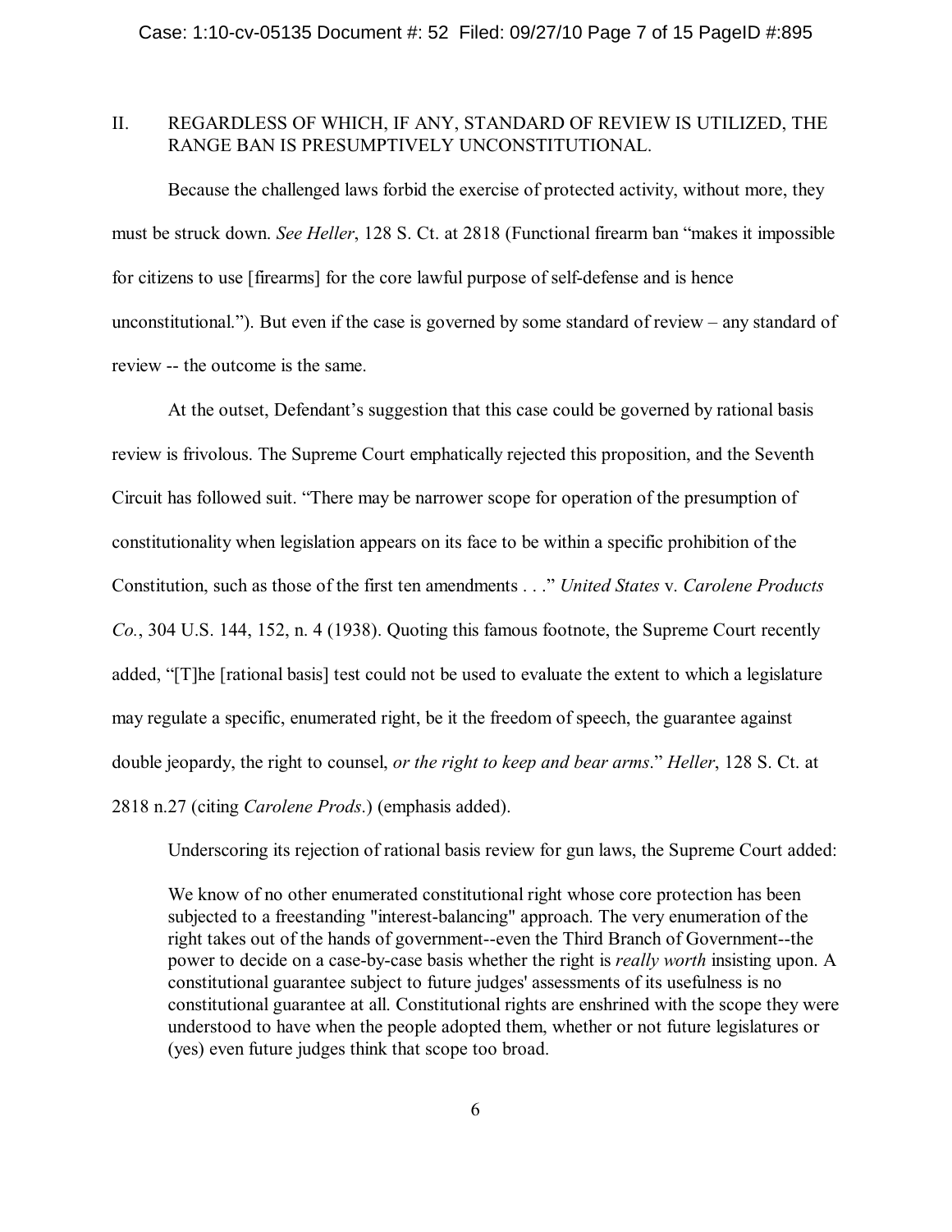## II. REGARDLESS OF WHICH, IF ANY, STANDARD OF REVIEW IS UTILIZED, THE RANGE BAN IS PRESUMPTIVELY UNCONSTITUTIONAL.

Because the challenged laws forbid the exercise of protected activity, without more, they must be struck down. *See Heller*, 128 S. Ct. at 2818 (Functional firearm ban "makes it impossible for citizens to use [firearms] for the core lawful purpose of self-defense and is hence unconstitutional."). But even if the case is governed by some standard of review – any standard of review -- the outcome is the same.

At the outset, Defendant's suggestion that this case could be governed by rational basis review is frivolous. The Supreme Court emphatically rejected this proposition, and the Seventh Circuit has followed suit. "There may be narrower scope for operation of the presumption of constitutionality when legislation appears on its face to be within a specific prohibition of the Constitution, such as those of the first ten amendments . . ." *United States* v. *Carolene Products Co.*, 304 U.S. 144, 152, n. 4 (1938). Quoting this famous footnote, the Supreme Court recently added, "[T]he [rational basis] test could not be used to evaluate the extent to which a legislature may regulate a specific, enumerated right, be it the freedom of speech, the guarantee against double jeopardy, the right to counsel, *or the right to keep and bear arms*." *Heller*, 128 S. Ct. at 2818 n.27 (citing *Carolene Prods*.) (emphasis added).

Underscoring its rejection of rational basis review for gun laws, the Supreme Court added:

> We know of no other enumerated constitutional right whose core protection has been subjected to a freestanding "interest-balancing" approach. The very enumeration of the right takes out of the hands of government--even the Third Branch of Government--the power to decide on a case-by-case basis whether the right is *really worth* insisting upon. A constitutional guarantee subject to future judges' assessments of its usefulness is no constitutional guarantee at all. Constitutional rights are enshrined with the scope they were understood to have when the people adopted them, whether or not future legislatures or (yes) even future judges think that scope too broad.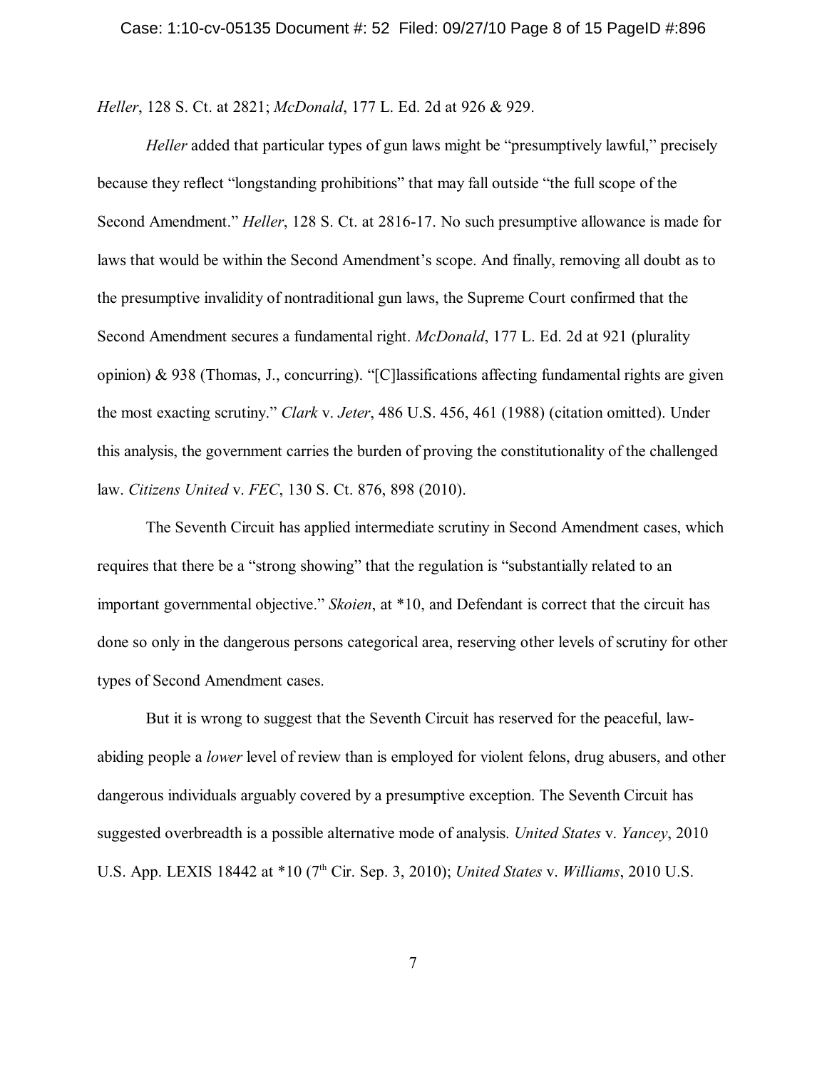*Heller*, 128 S. Ct. at 2821; *McDonald*, 177 L. Ed. 2d at 926 & 929.

*Heller* added that particular types of gun laws might be "presumptively lawful," precisely because they reflect "longstanding prohibitions" that may fall outside "the full scope of the Second Amendment." *Heller*, 128 S. Ct. at 2816-17. No such presumptive allowance is made for laws that would be within the Second Amendment's scope. And finally, removing all doubt as to the presumptive invalidity of nontraditional gun laws, the Supreme Court confirmed that the Second Amendment secures a fundamental right. *McDonald*, 177 L. Ed. 2d at 921 (plurality opinion) & 938 (Thomas, J., concurring). "[C]lassifications affecting fundamental rights are given the most exacting scrutiny." *Clark* v. *Jeter*, 486 U.S. 456, 461 (1988) (citation omitted). Under this analysis, the government carries the burden of proving the constitutionality of the challenged law. *Citizens United* v. *FEC*, 130 S. Ct. 876, 898 (2010).

The Seventh Circuit has applied intermediate scrutiny in Second Amendment cases, which requires that there be a "strong showing" that the regulation is "substantially related to an important governmental objective." *Skoien*, at *10, and Defendant is correct that the circuit has done so only in the dangerous persons categorical area, reserving other levels of scrutiny for other types of Second Amendment cases.

But it is wrong to suggest that the Seventh Circuit has reserved for the peaceful, law-abiding people a *lower* level of review than is employed for violent felons, drug abusers, and other dangerous individuals arguably covered by a presumptive exception. The Seventh Circuit has suggested overbreadth is a possible alternative mode of analysis. *United States* v. *Yancey*, 2010 U.S. App. LEXIS 18442 at *10 (7th Cir. Sep. 3, 2010); *United States* v. *Williams*, 2010 U.S.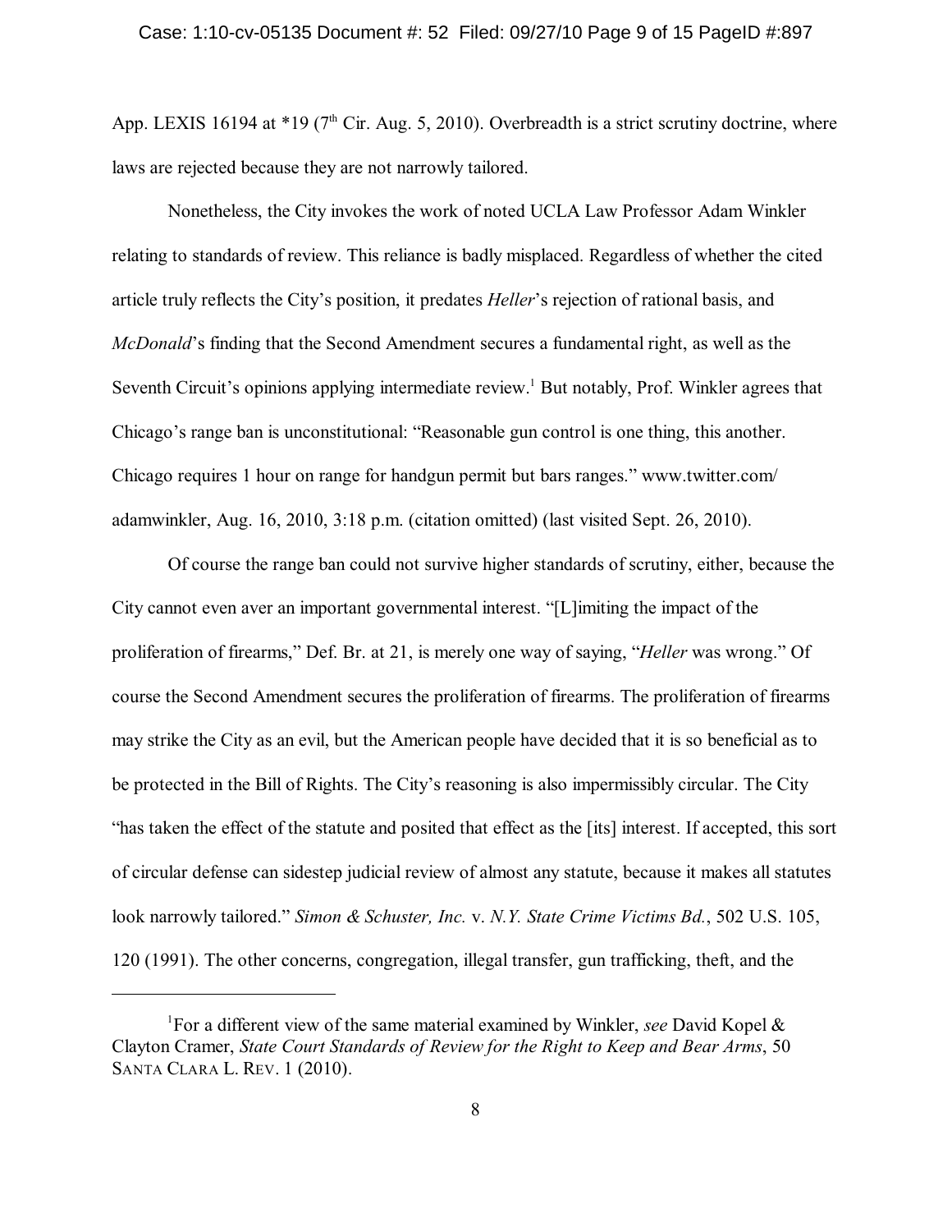App. LEXIS 16194 at *19 (7th Cir. Aug. 5, 2010). Overbreadth is a strict scrutiny doctrine, where laws are rejected because they are not narrowly tailored.

Nonetheless, the City invokes the work of noted UCLA Law Professor Adam Winkler relating to standards of review. This reliance is badly misplaced. Regardless of whether the cited article truly reflects the City's position, it predates *Heller*'s rejection of rational basis, and *McDonald*'s finding that the Second Amendment secures a fundamental right, as well as the Seventh Circuit's opinions applying intermediate review.[1] But notably, Prof. Winkler agrees that Chicago's range ban is unconstitutional: "Reasonable gun control is one thing, this another. Chicago requires 1 hour on range for handgun permit but bars ranges." www.twitter.com/adamwinkler, Aug. 16, 2010, 3:18 p.m. (citation omitted) (last visited Sept. 26, 2010).

Of course the range ban could not survive higher standards of scrutiny, either, because the City cannot even aver an important governmental interest. "[L]imiting the impact of the proliferation of firearms," Def. Br. at 21, is merely one way of saying, "*Heller* was wrong." Of course the Second Amendment secures the proliferation of firearms. The proliferation of firearms may strike the City as an evil, but the American people have decided that it is so beneficial as to be protected in the Bill of Rights. The City's reasoning is also impermissibly circular. The City "has taken the effect of the statute and posited that effect as the [its] interest. If accepted, this sort of circular defense can sidestep judicial review of almost any statute, because it makes all statutes look narrowly tailored." *Simon & Schuster, Inc.* v. *N.Y. State Crime Victims Bd.*, 502 U.S. 105, 120 (1991). The other concerns, congregation, illegal transfer, gun trafficking, theft, and the

---

[1] For a different view of the same material examined by Winkler, *see* David Kopel & Clayton Cramer, *State Court Standards of Review for the Right to Keep and Bear Arms*, 50 SANTA CLARA L. REV. 1 (2010).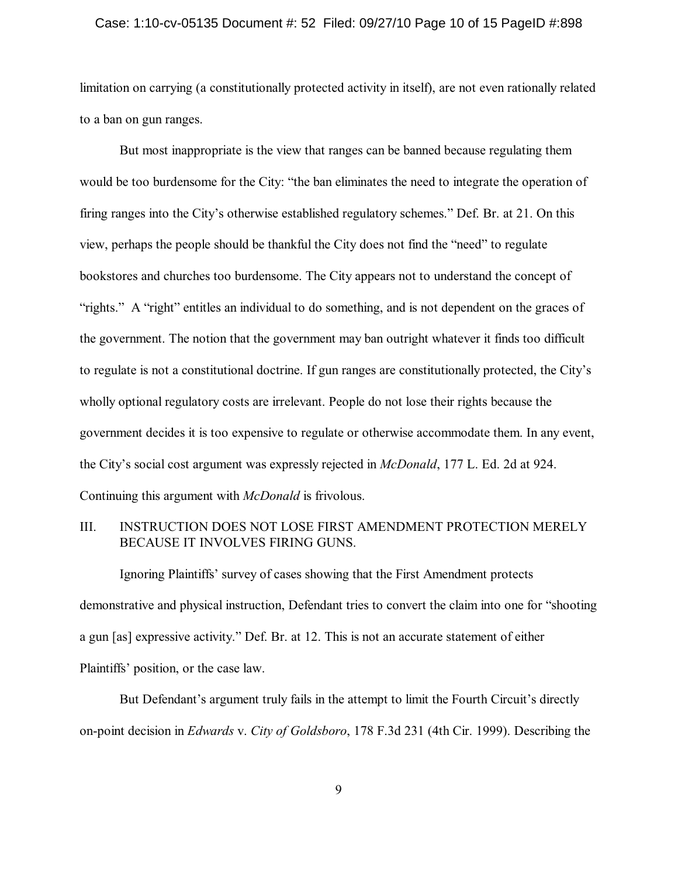limitation on carrying (a constitutionally protected activity in itself), are not even rationally related to a ban on gun ranges.

But most inappropriate is the view that ranges can be banned because regulating them would be too burdensome for the City: "the ban eliminates the need to integrate the operation of firing ranges into the City's otherwise established regulatory schemes." Def. Br. at 21. On this view, perhaps the people should be thankful the City does not find the "need" to regulate bookstores and churches too burdensome. The City appears not to understand the concept of "rights." A "right" entitles an individual to do something, and is not dependent on the graces of the government. The notion that the government may ban outright whatever it finds too difficult to regulate is not a constitutional doctrine. If gun ranges are constitutionally protected, the City's wholly optional regulatory costs are irrelevant. People do not lose their rights because the government decides it is too expensive to regulate or otherwise accommodate them. In any event, the City's social cost argument was expressly rejected in *McDonald*, 177 L. Ed. 2d at 924. Continuing this argument with *McDonald* is frivolous.

## III. INSTRUCTION DOES NOT LOSE FIRST AMENDMENT PROTECTION MERELY BECAUSE IT INVOLVES FIRING GUNS.

Ignoring Plaintiffs' survey of cases showing that the First Amendment protects demonstrative and physical instruction, Defendant tries to convert the claim into one for "shooting a gun [as] expressive activity." Def. Br. at 12. This is not an accurate statement of either Plaintiffs' position, or the case law.

But Defendant's argument truly fails in the attempt to limit the Fourth Circuit's directly on-point decision in *Edwards* v. *City of Goldsboro*, 178 F.3d 231 (4th Cir. 1999). Describing the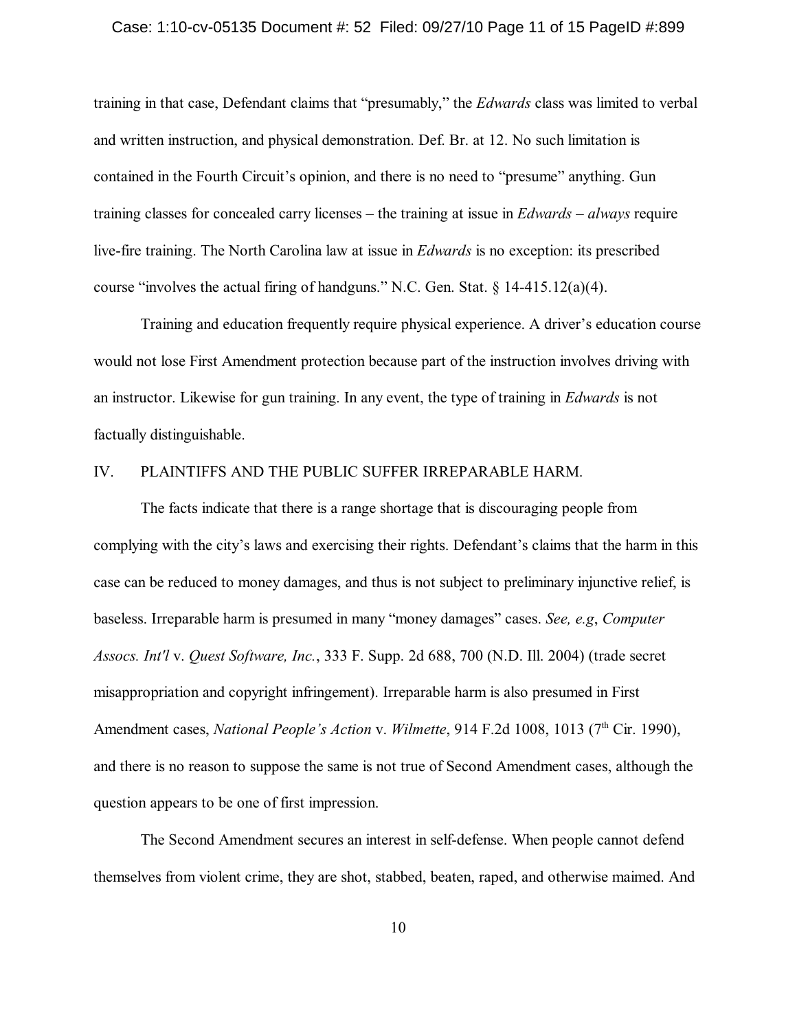training in that case, Defendant claims that "presumably," the *Edwards* class was limited to verbal and written instruction, and physical demonstration. Def. Br. at 12. No such limitation is contained in the Fourth Circuit's opinion, and there is no need to "presume" anything. Gun training classes for concealed carry licenses – the training at issue in *Edwards* – *always* require live-fire training. The North Carolina law at issue in *Edwards* is no exception: its prescribed course "involves the actual firing of handguns." N.C. Gen. Stat. § 14-415.12(a)(4).

Training and education frequently require physical experience. A driver's education course would not lose First Amendment protection because part of the instruction involves driving with an instructor. Likewise for gun training. In any event, the type of training in *Edwards* is not factually distinguishable.

## IV. PLAINTIFFS AND THE PUBLIC SUFFER IRREPARABLE HARM.

The facts indicate that there is a range shortage that is discouraging people from complying with the city's laws and exercising their rights. Defendant's claims that the harm in this case can be reduced to money damages, and thus is not subject to preliminary injunctive relief, is baseless. Irreparable harm is presumed in many "money damages" cases. *See, e.g*, *Computer Assocs. Int'l* v. *Quest Software, Inc.*, 333 F. Supp. 2d 688, 700 (N.D. Ill. 2004) (trade secret misappropriation and copyright infringement). Irreparable harm is also presumed in First Amendment cases, *National People's Action* v. *Wilmette*, 914 F.2d 1008, 1013 (7th Cir. 1990), and there is no reason to suppose the same is not true of Second Amendment cases, although the question appears to be one of first impression.

The Second Amendment secures an interest in self-defense. When people cannot defend themselves from violent crime, they are shot, stabbed, beaten, raped, and otherwise maimed. And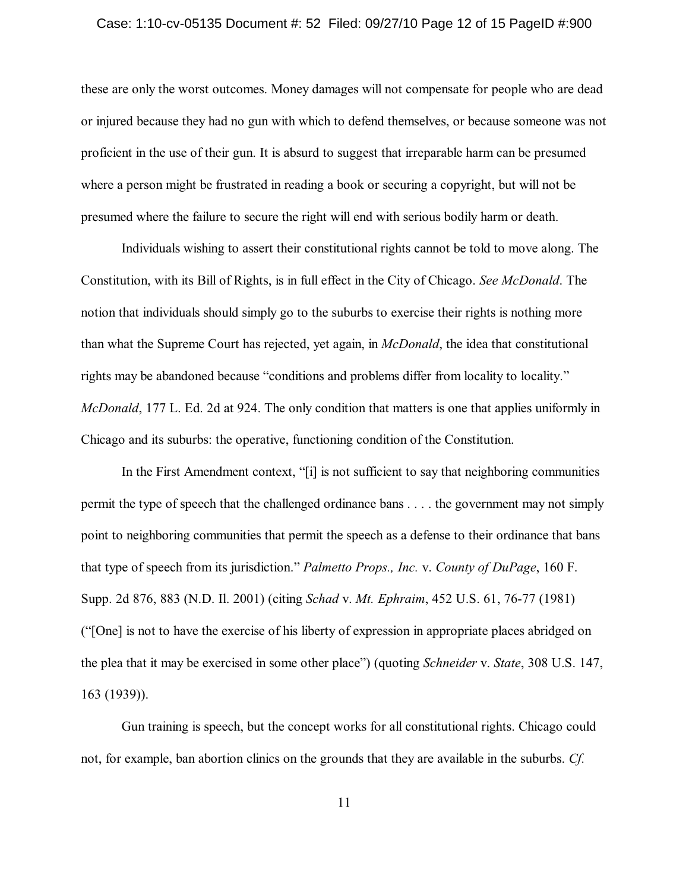these are only the worst outcomes. Money damages will not compensate for people who are dead or injured because they had no gun with which to defend themselves, or because someone was not proficient in the use of their gun. It is absurd to suggest that irreparable harm can be presumed where a person might be frustrated in reading a book or securing a copyright, but will not be presumed where the failure to secure the right will end with serious bodily harm or death.

Individuals wishing to assert their constitutional rights cannot be told to move along. The Constitution, with its Bill of Rights, is in full effect in the City of Chicago. *See McDonald*. The notion that individuals should simply go to the suburbs to exercise their rights is nothing more than what the Supreme Court has rejected, yet again, in *McDonald*, the idea that constitutional rights may be abandoned because "conditions and problems differ from locality to locality." *McDonald*, 177 L. Ed. 2d at 924. The only condition that matters is one that applies uniformly in Chicago and its suburbs: the operative, functioning condition of the Constitution.

In the First Amendment context, "[i] is not sufficient to say that neighboring communities permit the type of speech that the challenged ordinance bans . . . . the government may not simply point to neighboring communities that permit the speech as a defense to their ordinance that bans that type of speech from its jurisdiction." *Palmetto Props., Inc.* v. *County of DuPage*, 160 F. Supp. 2d 876, 883 (N.D. Il. 2001) (citing *Schad* v. *Mt. Ephraim*, 452 U.S. 61, 76-77 (1981) ("[One] is not to have the exercise of his liberty of expression in appropriate places abridged on the plea that it may be exercised in some other place") (quoting *Schneider* v. *State*, 308 U.S. 147, 163 (1939)).

Gun training is speech, but the concept works for all constitutional rights. Chicago could not, for example, ban abortion clinics on the grounds that they are available in the suburbs. *Cf.*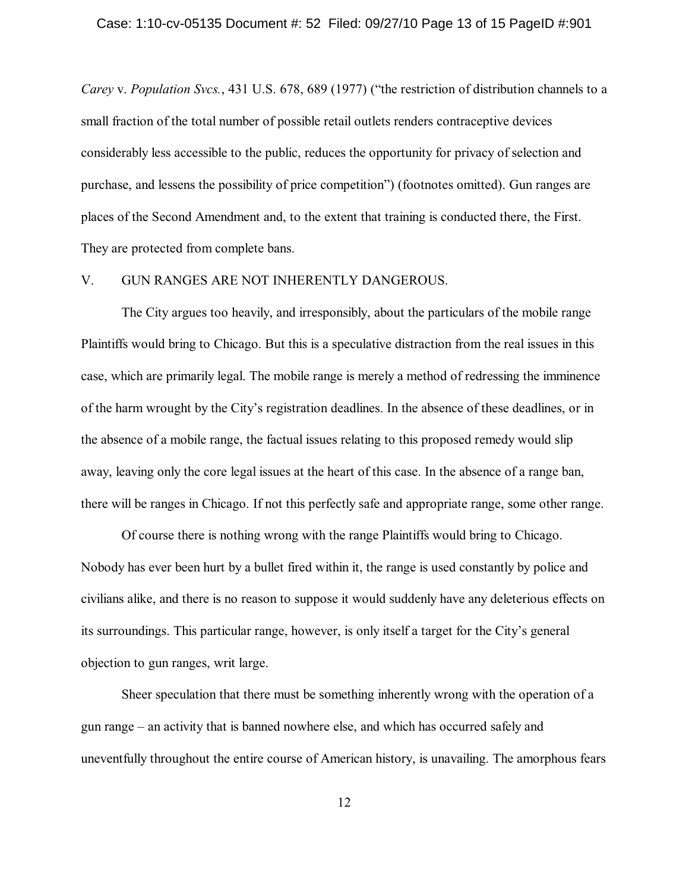*Carey* v. *Population Svcs.*, 431 U.S. 678, 689 (1977) ("the restriction of distribution channels to a small fraction of the total number of possible retail outlets renders contraceptive devices considerably less accessible to the public, reduces the opportunity for privacy of selection and purchase, and lessens the possibility of price competition") (footnotes omitted). Gun ranges are places of the Second Amendment and, to the extent that training is conducted there, the First. They are protected from complete bans.

## V. GUN RANGES ARE NOT INHERENTLY DANGEROUS.

The City argues too heavily, and irresponsibly, about the particulars of the mobile range Plaintiffs would bring to Chicago. But this is a speculative distraction from the real issues in this case, which are primarily legal. The mobile range is merely a method of redressing the imminence of the harm wrought by the City's registration deadlines. In the absence of these deadlines, or in the absence of a mobile range, the factual issues relating to this proposed remedy would slip away, leaving only the core legal issues at the heart of this case. In the absence of a range ban, there will be ranges in Chicago. If not this perfectly safe and appropriate range, some other range.

Of course there is nothing wrong with the range Plaintiffs would bring to Chicago. Nobody has ever been hurt by a bullet fired within it, the range is used constantly by police and civilians alike, and there is no reason to suppose it would suddenly have any deleterious effects on its surroundings. This particular range, however, is only itself a target for the City's general objection to gun ranges, writ large.

Sheer speculation that there must be something inherently wrong with the operation of a gun range – an activity that is banned nowhere else, and which has occurred safely and uneventfully throughout the entire course of American history, is unavailing. The amorphous fears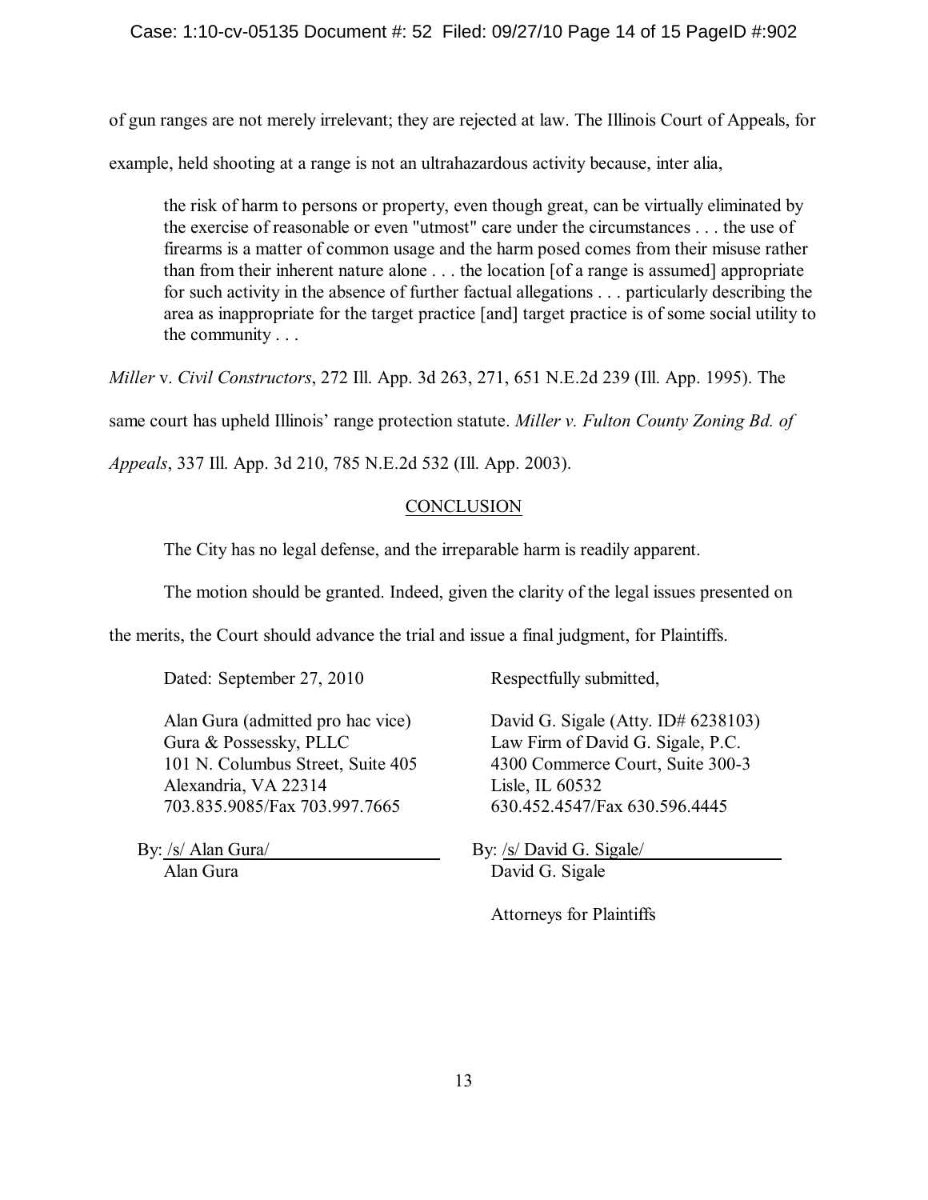of gun ranges are not merely irrelevant; they are rejected at law. The Illinois Court of Appeals, for example, held shooting at a range is not an ultrahazardous activity because, inter alia,

> the risk of harm to persons or property, even though great, can be virtually eliminated by the exercise of reasonable or even "utmost" care under the circumstances . . . the use of firearms is a matter of common usage and the harm posed comes from their misuse rather than from their inherent nature alone . . . the location [of a range is assumed] appropriate for such activity in the absence of further factual allegations . . . particularly describing the area as inappropriate for the target practice [and] target practice is of some social utility to the community . . .

*Miller* v. *Civil Constructors*, 272 Ill. App. 3d 263, 271, 651 N.E.2d 239 (Ill. App. 1995). The same court has upheld Illinois' range protection statute. *Miller v. Fulton County Zoning Bd. of Appeals*, 337 Ill. App. 3d 210, 785 N.E.2d 532 (Ill. App. 2003).

## CONCLUSION

The City has no legal defense, and the irreparable harm is readily apparent.

The motion should be granted. Indeed, given the clarity of the legal issues presented on the merits, the Court should advance the trial and issue a final judgment, for Plaintiffs.

Dated: September 27, 2010

Respectfully submitted,

Alan Gura (admitted pro hac vice)
Gura & Possessky, PLLC
101 N. Columbus Street, Suite 405
Alexandria, VA 22314
703.835.9085/Fax 703.997.7665

By: /s/ Alan Gura/
Alan Gura

David G. Sigale (Atty. ID# 6238103)
Law Firm of David G. Sigale, P.C.
4300 Commerce Court, Suite 300-3
Lisle, IL 60532
630.452.4547/Fax 630.596.4445

By: /s/ David G. Sigale/
David G. Sigale

Attorneys for Plaintiffs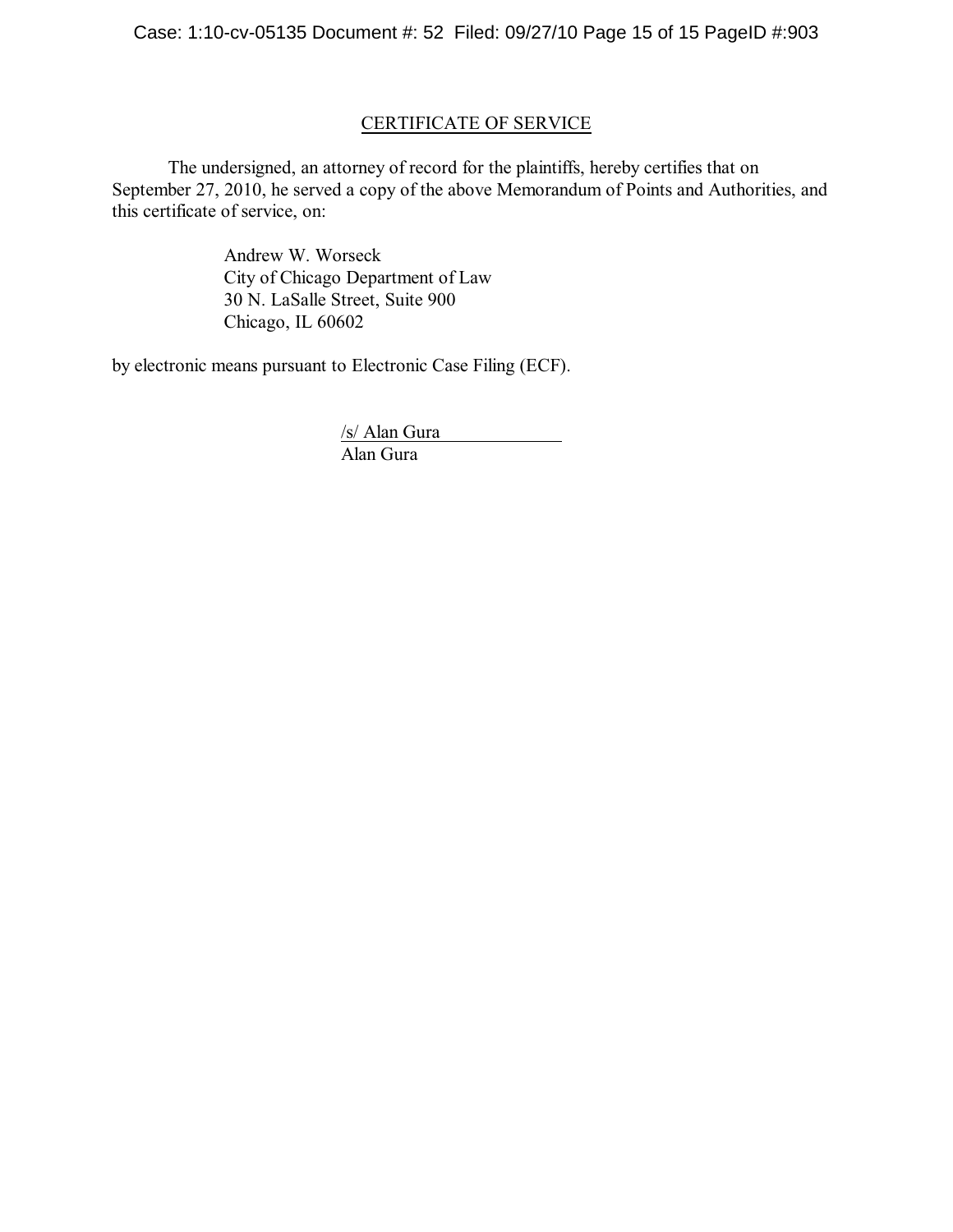## CERTIFICATE OF SERVICE

The undersigned, an attorney of record for the plaintiffs, hereby certifies that on September 27, 2010, he served a copy of the above Memorandum of Points and Authorities, and this certificate of service, on:

Andrew W. Worseck
City of Chicago Department of Law
30 N. LaSalle Street, Suite 900
Chicago, IL 60602

by electronic means pursuant to Electronic Case Filing (ECF).

/s/ Alan Gura
Alan Gura